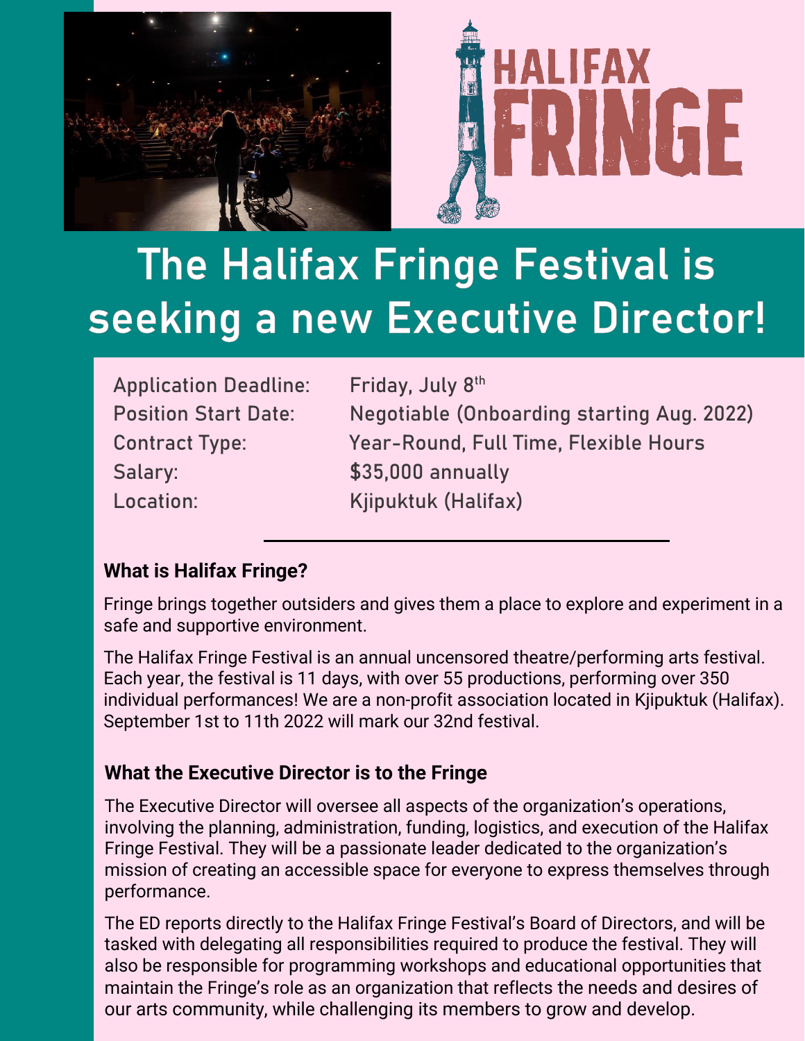# The Halifax Fringe Festival is seeking a new Executive Director!

| | |
|---|---|
| Application Deadline: | Friday, July 8th |
| Position Start Date: | Negotiable (Onboarding starting Aug. 2022) |
| Contract Type: | Year-Round, Full Time, Flexible Hours |
| Salary: | $35,000 annually |
| Location: | Kjipuktuk (Halifax) |

---

### What is Halifax Fringe?

Fringe brings together outsiders and gives them a place to explore and experiment in a safe and supportive environment.

The Halifax Fringe Festival is an annual uncensored theatre/performing arts festival. Each year, the festival is 11 days, with over 55 productions, performing over 350 individual performances! We are a non-profit association located in Kjipuktuk (Halifax). September 1st to 11th 2022 will mark our 32nd festival.

### What the Executive Director is to the Fringe

The Executive Director will oversee all aspects of the organization's operations, involving the planning, administration, funding, logistics, and execution of the Halifax Fringe Festival. They will be a passionate leader dedicated to the organization's mission of creating an accessible space for everyone to express themselves through performance.

The ED reports directly to the Halifax Fringe Festival's Board of Directors, and will be tasked with delegating all responsibilities required to produce the festival. They will also be responsible for programming workshops and educational opportunities that maintain the Fringe's role as an organization that reflects the needs and desires of our arts community, while challenging its members to grow and develop.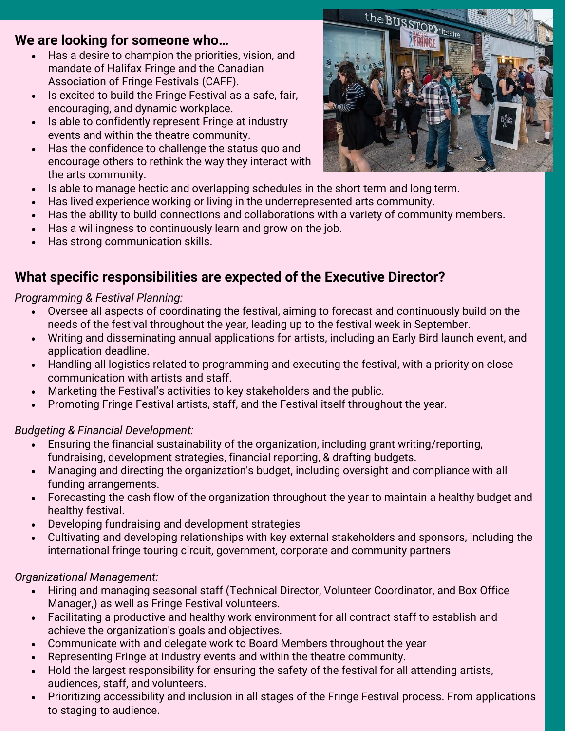## We are looking for someone who…

- Has a desire to champion the priorities, vision, and mandate of Halifax Fringe and the Canadian Association of Fringe Festivals (CAFF).
- Is excited to build the Fringe Festival as a safe, fair, encouraging, and dynamic workplace.
- Is able to confidently represent Fringe at industry events and within the theatre community.
- Has the confidence to challenge the status quo and encourage others to rethink the way they interact with the arts community.
- Is able to manage hectic and overlapping schedules in the short term and long term.
- Has lived experience working or living in the underrepresented arts community.
- Has the ability to build connections and collaborations with a variety of community members.
- Has a willingness to continuously learn and grow on the job.
- Has strong communication skills.

## What specific responsibilities are expected of the Executive Director?

*Programming & Festival Planning:*

- Oversee all aspects of coordinating the festival, aiming to forecast and continuously build on the needs of the festival throughout the year, leading up to the festival week in September.
- Writing and disseminating annual applications for artists, including an Early Bird launch event, and application deadline.
- Handling all logistics related to programming and executing the festival, with a priority on close communication with artists and staff.
- Marketing the Festival's activities to key stakeholders and the public.
- Promoting Fringe Festival artists, staff, and the Festival itself throughout the year.

*Budgeting & Financial Development:*

- Ensuring the financial sustainability of the organization, including grant writing/reporting, fundraising, development strategies, financial reporting, & drafting budgets.
- Managing and directing the organization's budget, including oversight and compliance with all funding arrangements.
- Forecasting the cash flow of the organization throughout the year to maintain a healthy budget and healthy festival.
- Developing fundraising and development strategies
- Cultivating and developing relationships with key external stakeholders and sponsors, including the international fringe touring circuit, government, corporate and community partners

*Organizational Management:*

- Hiring and managing seasonal staff (Technical Director, Volunteer Coordinator, and Box Office Manager,) as well as Fringe Festival volunteers.
- Facilitating a productive and healthy work environment for all contract staff to establish and achieve the organization's goals and objectives.
- Communicate with and delegate work to Board Members throughout the year
- Representing Fringe at industry events and within the theatre community.
- Hold the largest responsibility for ensuring the safety of the festival for all attending artists, audiences, staff, and volunteers.
- Prioritizing accessibility and inclusion in all stages of the Fringe Festival process. From applications to staging to audience.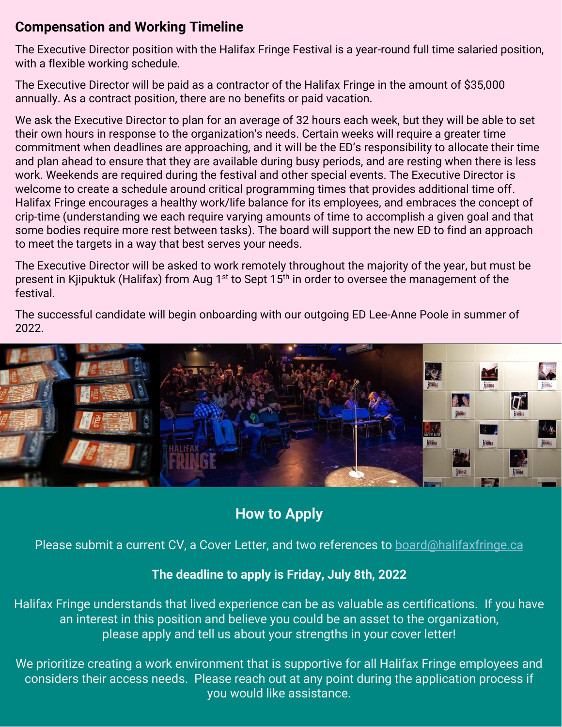## Compensation and Working Timeline

The Executive Director position with the Halifax Fringe Festival is a year-round full time salaried position, with a flexible working schedule.

The Executive Director will be paid as a contractor of the Halifax Fringe in the amount of $35,000 annually. As a contract position, there are no benefits or paid vacation.

We ask the Executive Director to plan for an average of 32 hours each week, but they will be able to set their own hours in response to the organization's needs. Certain weeks will require a greater time commitment when deadlines are approaching, and it will be the ED's responsibility to allocate their time and plan ahead to ensure that they are available during busy periods, and are resting when there is less work. Weekends are required during the festival and other special events. The Executive Director is welcome to create a schedule around critical programming times that provides additional time off. Halifax Fringe encourages a healthy work/life balance for its employees, and embraces the concept of crip-time (understanding we each require varying amounts of time to accomplish a given goal and that some bodies require more rest between tasks). The board will support the new ED to find an approach to meet the targets in a way that best serves your needs.

The Executive Director will be asked to work remotely throughout the majority of the year, but must be present in Kjipuktuk (Halifax) from Aug 1st to Sept 15th in order to oversee the management of the festival.

The successful candidate will begin onboarding with our outgoing ED Lee-Anne Poole in summer of 2022.

## How to Apply

Please submit a current CV, a Cover Letter, and two references to board@halifaxfringe.ca

**The deadline to apply is Friday, July 8th, 2022**

Halifax Fringe understands that lived experience can be as valuable as certifications. If you have an interest in this position and believe you could be an asset to the organization, please apply and tell us about your strengths in your cover letter!

We prioritize creating a work environment that is supportive for all Halifax Fringe employees and considers their access needs. Please reach out at any point during the application process if you would like assistance.